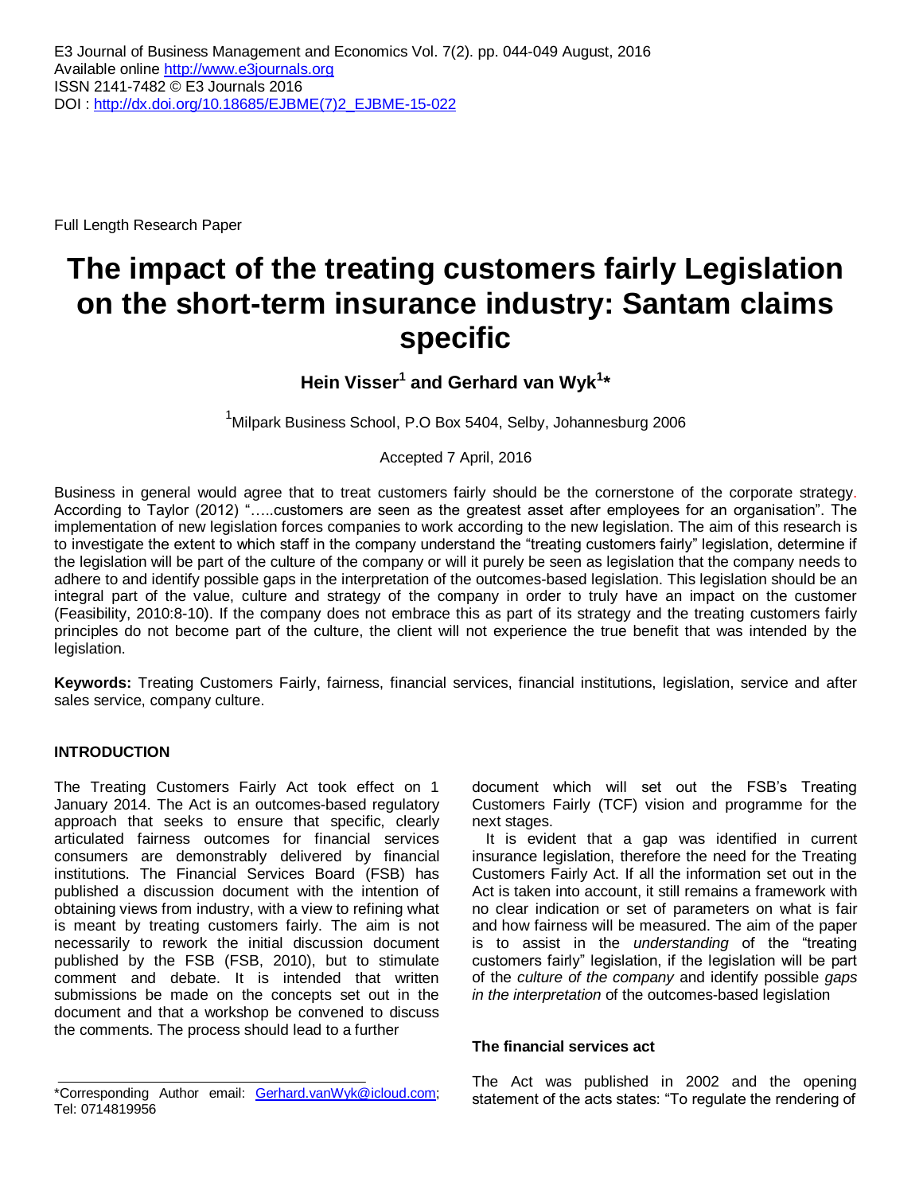E3 Journal of Business Management and Economics Vol. 7(2). pp. 044-049 August, 2016
Available online http://www.e3journals.org
ISSN 2141-7482 © E3 Journals 2016
DOI : http://dx.doi.org/10.18685/EJBME(7)2_EJBME-15-022

Full Length Research Paper

# The impact of the treating customers fairly Legislation on the short-term insurance industry: Santam claims specific

**Hein Visser[1] and Gerhard van Wyk[1]\***

[1]Milpark Business School, P.O Box 5404, Selby, Johannesburg 2006

Accepted 7 April, 2016

Business in general would agree that to treat customers fairly should be the cornerstone of the corporate strategy. According to Taylor (2012) "…..customers are seen as the greatest asset after employees for an organisation". The implementation of new legislation forces companies to work according to the new legislation. The aim of this research is to investigate the extent to which staff in the company understand the "treating customers fairly" legislation, determine if the legislation will be part of the culture of the company or will it purely be seen as legislation that the company needs to adhere to and identify possible gaps in the interpretation of the outcomes-based legislation. This legislation should be an integral part of the value, culture and strategy of the company in order to truly have an impact on the customer (Feasibility, 2010:8-10). If the company does not embrace this as part of its strategy and the treating customers fairly principles do not become part of the culture, the client will not experience the true benefit that was intended by the legislation.

**Keywords:** Treating Customers Fairly, fairness, financial services, financial institutions, legislation, service and after sales service, company culture.

## INTRODUCTION

The Treating Customers Fairly Act took effect on 1 January 2014. The Act is an outcomes-based regulatory approach that seeks to ensure that specific, clearly articulated fairness outcomes for financial services consumers are demonstrably delivered by financial institutions. The Financial Services Board (FSB) has published a discussion document with the intention of obtaining views from industry, with a view to refining what is meant by treating customers fairly. The aim is not necessarily to rework the initial discussion document published by the FSB (FSB, 2010), but to stimulate comment and debate. It is intended that written submissions be made on the concepts set out in the document and that a workshop be convened to discuss the comments. The process should lead to a further document which will set out the FSB's Treating Customers Fairly (TCF) vision and programme for the next stages.

It is evident that a gap was identified in current insurance legislation, therefore the need for the Treating Customers Fairly Act. If all the information set out in the Act is taken into account, it still remains a framework with no clear indication or set of parameters on what is fair and how fairness will be measured. The aim of the paper is to assist in the *understanding* of the "treating customers fairly" legislation, if the legislation will be part of the *culture of the company* and identify possible *gaps in the interpretation* of the outcomes-based legislation

### The financial services act

The Act was published in 2002 and the opening statement of the acts states: "To regulate the rendering of

\*Corresponding Author email: Gerhard.vanWyk@icloud.com; Tel: 0714819956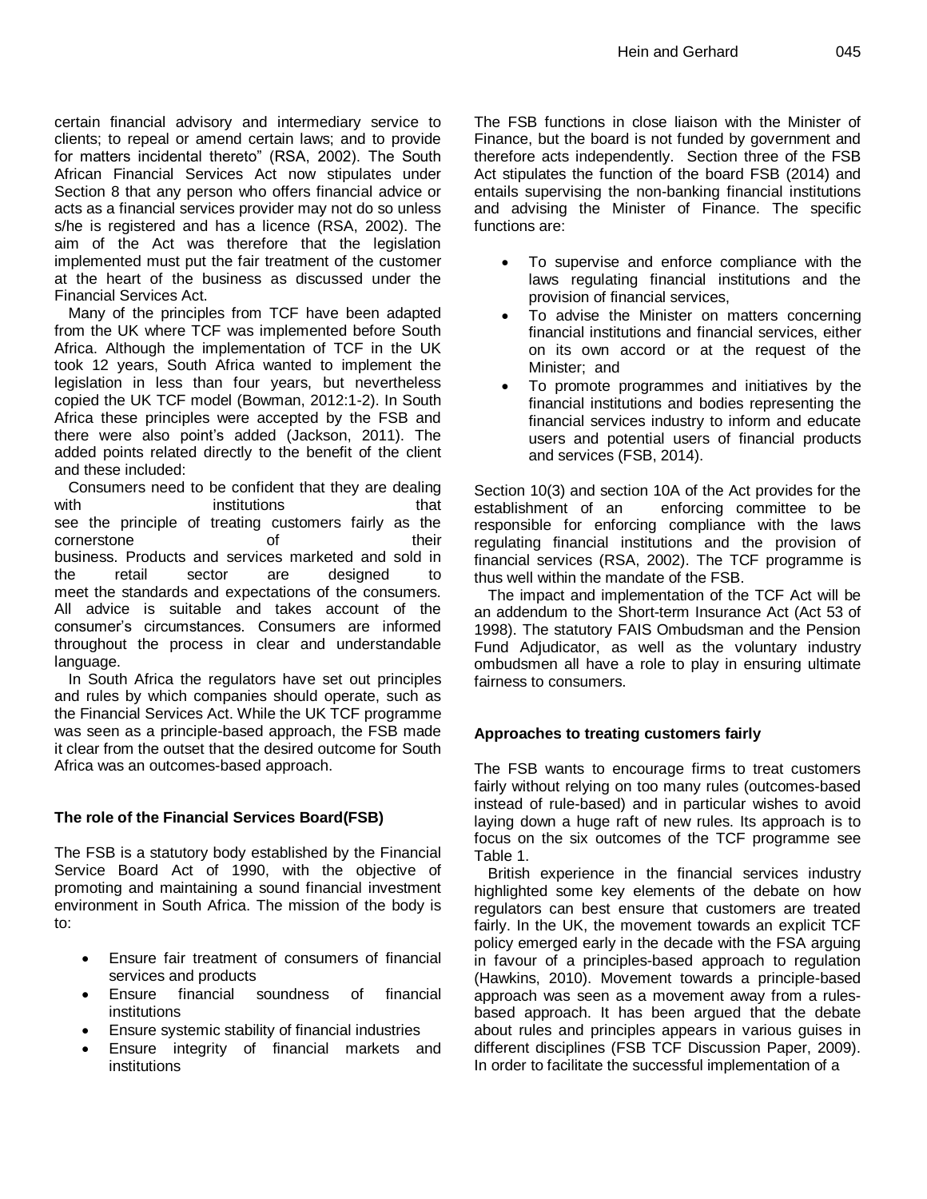certain financial advisory and intermediary service to clients; to repeal or amend certain laws; and to provide for matters incidental thereto" (RSA, 2002). The South African Financial Services Act now stipulates under Section 8 that any person who offers financial advice or acts as a financial services provider may not do so unless s/he is registered and has a licence (RSA, 2002). The aim of the Act was therefore that the legislation implemented must put the fair treatment of the customer at the heart of the business as discussed under the Financial Services Act.

Many of the principles from TCF have been adapted from the UK where TCF was implemented before South Africa. Although the implementation of TCF in the UK took 12 years, South Africa wanted to implement the legislation in less than four years, but nevertheless copied the UK TCF model (Bowman, 2012:1-2). In South Africa these principles were accepted by the FSB and there were also point's added (Jackson, 2011). The added points related directly to the benefit of the client and these included:

Consumers need to be confident that they are dealing with institutions that see the principle of treating customers fairly as the cornerstone of their business. Products and services marketed and sold in the retail sector are designed to meet the standards and expectations of the consumers. All advice is suitable and takes account of the consumer's circumstances. Consumers are informed throughout the process in clear and understandable language.

In South Africa the regulators have set out principles and rules by which companies should operate, such as the Financial Services Act. While the UK TCF programme was seen as a principle-based approach, the FSB made it clear from the outset that the desired outcome for South Africa was an outcomes-based approach.

## The role of the Financial Services Board(FSB)

The FSB is a statutory body established by the Financial Service Board Act of 1990, with the objective of promoting and maintaining a sound financial investment environment in South Africa. The mission of the body is to:

- Ensure fair treatment of consumers of financial services and products
- Ensure financial soundness of financial institutions
- Ensure systemic stability of financial industries
- Ensure integrity of financial markets and institutions

The FSB functions in close liaison with the Minister of Finance, but the board is not funded by government and therefore acts independently. Section three of the FSB Act stipulates the function of the board FSB (2014) and entails supervising the non-banking financial institutions and advising the Minister of Finance. The specific functions are:

- To supervise and enforce compliance with the laws regulating financial institutions and the provision of financial services,
- To advise the Minister on matters concerning financial institutions and financial services, either on its own accord or at the request of the Minister; and
- To promote programmes and initiatives by the financial institutions and bodies representing the financial services industry to inform and educate users and potential users of financial products and services (FSB, 2014).

Section 10(3) and section 10A of the Act provides for the establishment of an enforcing committee to be responsible for enforcing compliance with the laws regulating financial institutions and the provision of financial services (RSA, 2002). The TCF programme is thus well within the mandate of the FSB.

The impact and implementation of the TCF Act will be an addendum to the Short-term Insurance Act (Act 53 of 1998). The statutory FAIS Ombudsman and the Pension Fund Adjudicator, as well as the voluntary industry ombudsmen all have a role to play in ensuring ultimate fairness to consumers.

## Approaches to treating customers fairly

The FSB wants to encourage firms to treat customers fairly without relying on too many rules (outcomes-based instead of rule-based) and in particular wishes to avoid laying down a huge raft of new rules. Its approach is to focus on the six outcomes of the TCF programme see Table 1.

British experience in the financial services industry highlighted some key elements of the debate on how regulators can best ensure that customers are treated fairly. In the UK, the movement towards an explicit TCF policy emerged early in the decade with the FSA arguing in favour of a principles-based approach to regulation (Hawkins, 2010). Movement towards a principle-based approach was seen as a movement away from a rules-based approach. It has been argued that the debate about rules and principles appears in various guises in different disciplines (FSB TCF Discussion Paper, 2009). In order to facilitate the successful implementation of a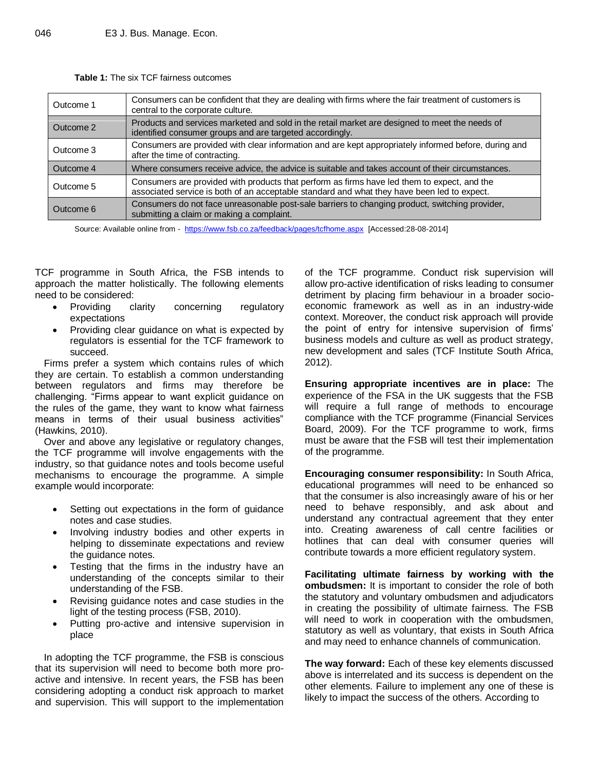**Table 1:** The six TCF fairness outcomes

| | |
|---|---|
| Outcome 1 | Consumers can be confident that they are dealing with firms where the fair treatment of customers is central to the corporate culture. |
| Outcome 2 | Products and services marketed and sold in the retail market are designed to meet the needs of identified consumer groups and are targeted accordingly. |
| Outcome 3 | Consumers are provided with clear information and are kept appropriately informed before, during and after the time of contracting. |
| Outcome 4 | Where consumers receive advice, the advice is suitable and takes account of their circumstances. |
| Outcome 5 | Consumers are provided with products that perform as firms have led them to expect, and the associated service is both of an acceptable standard and what they have been led to expect. |
| Outcome 6 | Consumers do not face unreasonable post-sale barriers to changing product, switching provider, submitting a claim or making a complaint. |

Source: Available online from - https://www.fsb.co.za/feedback/pages/tcfhome.aspx [Accessed:28-08-2014]

TCF programme in South Africa, the FSB intends to approach the matter holistically. The following elements need to be considered:

- Providing clarity concerning regulatory expectations
- Providing clear guidance on what is expected by regulators is essential for the TCF framework to succeed.

Firms prefer a system which contains rules of which they are certain. To establish a common understanding between regulators and firms may therefore be challenging. "Firms appear to want explicit guidance on the rules of the game, they want to know what fairness means in terms of their usual business activities" (Hawkins, 2010).

Over and above any legislative or regulatory changes, the TCF programme will involve engagements with the industry, so that guidance notes and tools become useful mechanisms to encourage the programme. A simple example would incorporate:

- Setting out expectations in the form of guidance notes and case studies.
- Involving industry bodies and other experts in helping to disseminate expectations and review the guidance notes.
- Testing that the firms in the industry have an understanding of the concepts similar to their understanding of the FSB.
- Revising guidance notes and case studies in the light of the testing process (FSB, 2010).
- Putting pro-active and intensive supervision in place

In adopting the TCF programme, the FSB is conscious that its supervision will need to become both more pro-active and intensive. In recent years, the FSB has been considering adopting a conduct risk approach to market and supervision. This will support to the implementation of the TCF programme. Conduct risk supervision will allow pro-active identification of risks leading to consumer detriment by placing firm behaviour in a broader socio-economic framework as well as in an industry-wide context. Moreover, the conduct risk approach will provide the point of entry for intensive supervision of firms' business models and culture as well as product strategy, new development and sales (TCF Institute South Africa, 2012).

**Ensuring appropriate incentives are in place:** The experience of the FSA in the UK suggests that the FSB will require a full range of methods to encourage compliance with the TCF programme (Financial Services Board, 2009). For the TCF programme to work, firms must be aware that the FSB will test their implementation of the programme.

**Encouraging consumer responsibility:** In South Africa, educational programmes will need to be enhanced so that the consumer is also increasingly aware of his or her need to behave responsibly, and ask about and understand any contractual agreement that they enter into. Creating awareness of call centre facilities or hotlines that can deal with consumer queries will contribute towards a more efficient regulatory system.

**Facilitating ultimate fairness by working with the ombudsmen:** It is important to consider the role of both the statutory and voluntary ombudsmen and adjudicators in creating the possibility of ultimate fairness. The FSB will need to work in cooperation with the ombudsmen, statutory as well as voluntary, that exists in South Africa and may need to enhance channels of communication.

**The way forward:** Each of these key elements discussed above is interrelated and its success is dependent on the other elements. Failure to implement any one of these is likely to impact the success of the others. According to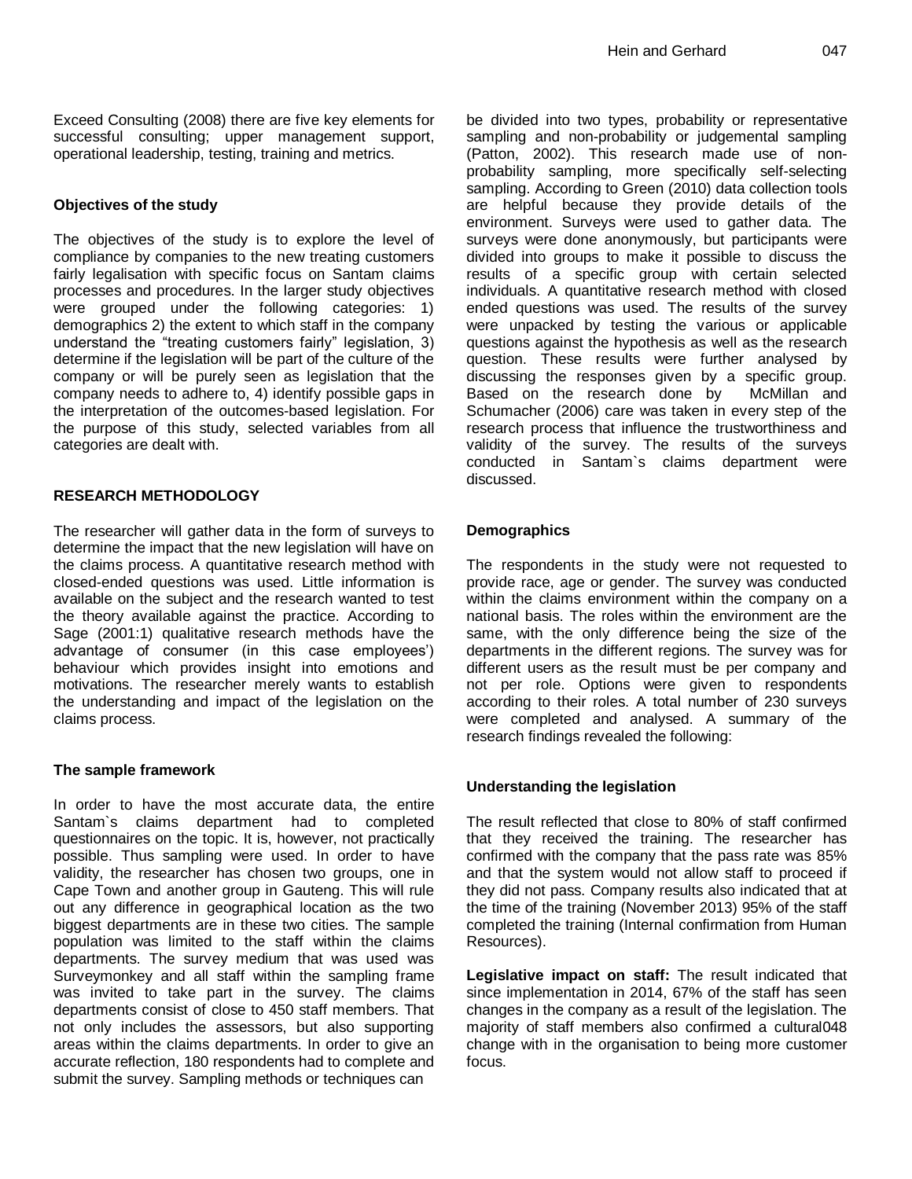Exceed Consulting (2008) there are five key elements for successful consulting; upper management support, operational leadership, testing, training and metrics.

### Objectives of the study

The objectives of the study is to explore the level of compliance by companies to the new treating customers fairly legalisation with specific focus on Santam claims processes and procedures. In the larger study objectives were grouped under the following categories: 1) demographics 2) the extent to which staff in the company understand the "treating customers fairly" legislation, 3) determine if the legislation will be part of the culture of the company or will be purely seen as legislation that the company needs to adhere to, 4) identify possible gaps in the interpretation of the outcomes-based legislation. For the purpose of this study, selected variables from all categories are dealt with.

## RESEARCH METHODOLOGY

The researcher will gather data in the form of surveys to determine the impact that the new legislation will have on the claims process. A quantitative research method with closed-ended questions was used. Little information is available on the subject and the research wanted to test the theory available against the practice. According to Sage (2001:1) qualitative research methods have the advantage of consumer (in this case employees') behaviour which provides insight into emotions and motivations. The researcher merely wants to establish the understanding and impact of the legislation on the claims process.

### The sample framework

In order to have the most accurate data, the entire Santam`s claims department had to completed questionnaires on the topic. It is, however, not practically possible. Thus sampling were used. In order to have validity, the researcher has chosen two groups, one in Cape Town and another group in Gauteng. This will rule out any difference in geographical location as the two biggest departments are in these two cities. The sample population was limited to the staff within the claims departments. The survey medium that was used was Surveymonkey and all staff within the sampling frame was invited to take part in the survey. The claims departments consist of close to 450 staff members. That not only includes the assessors, but also supporting areas within the claims departments. In order to give an accurate reflection, 180 respondents had to complete and submit the survey. Sampling methods or techniques can be divided into two types, probability or representative sampling and non-probability or judgemental sampling (Patton, 2002). This research made use of non-probability sampling, more specifically self-selecting sampling. According to Green (2010) data collection tools are helpful because they provide details of the environment. Surveys were used to gather data. The surveys were done anonymously, but participants were divided into groups to make it possible to discuss the results of a specific group with certain selected individuals. A quantitative research method with closed ended questions was used. The results of the survey were unpacked by testing the various or applicable questions against the hypothesis as well as the research question. These results were further analysed by discussing the responses given by a specific group. Based on the research done by McMillan and Schumacher (2006) care was taken in every step of the research process that influence the trustworthiness and validity of the survey. The results of the surveys conducted in Santam`s claims department were discussed.

### Demographics

The respondents in the study were not requested to provide race, age or gender. The survey was conducted within the claims environment within the company on a national basis. The roles within the environment are the same, with the only difference being the size of the departments in the different regions. The survey was for different users as the result must be per company and not per role. Options were given to respondents according to their roles. A total number of 230 surveys were completed and analysed. A summary of the research findings revealed the following:

### Understanding the legislation

The result reflected that close to 80% of staff confirmed that they received the training. The researcher has confirmed with the company that the pass rate was 85% and that the system would not allow staff to proceed if they did not pass. Company results also indicated that at the time of the training (November 2013) 95% of the staff completed the training (Internal confirmation from Human Resources).

**Legislative impact on staff:** The result indicated that since implementation in 2014, 67% of the staff has seen changes in the company as a result of the legislation. The majority of staff members also confirmed a cultural048 change with in the organisation to being more customer focus.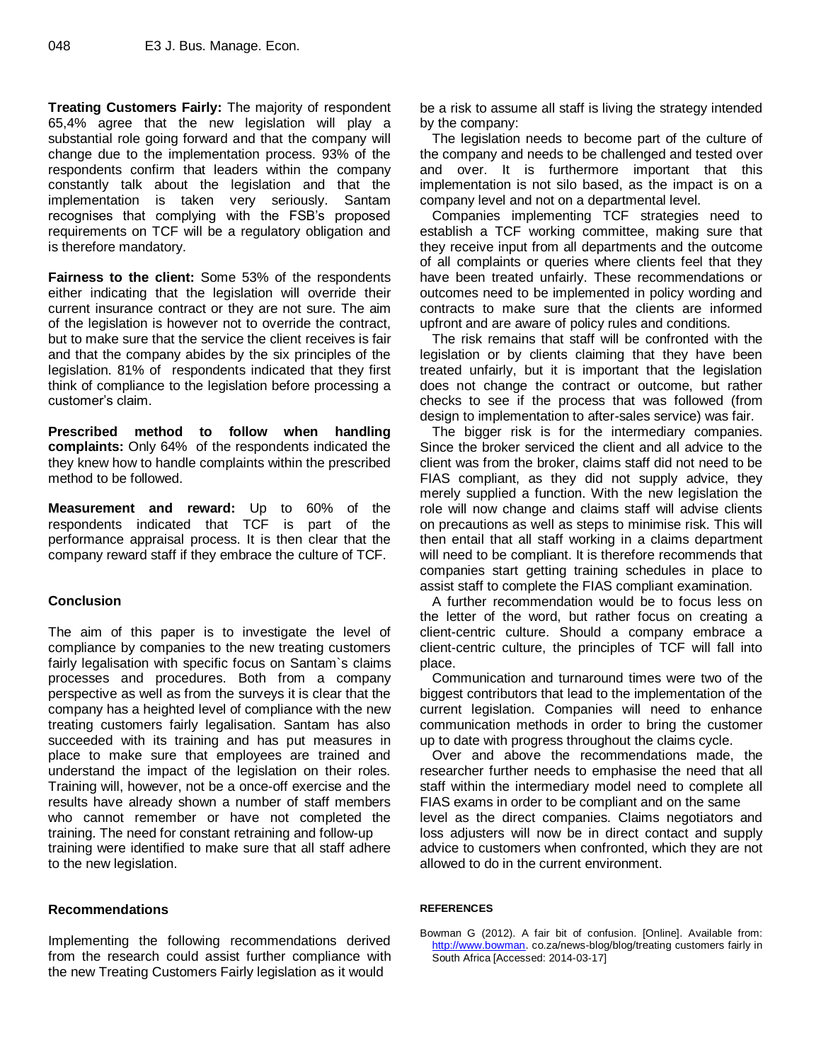**Treating Customers Fairly:** The majority of respondent 65,4% agree that the new legislation will play a substantial role going forward and that the company will change due to the implementation process. 93% of the respondents confirm that leaders within the company constantly talk about the legislation and that the implementation is taken very seriously. Santam recognises that complying with the FSB's proposed requirements on TCF will be a regulatory obligation and is therefore mandatory.

**Fairness to the client:** Some 53% of the respondents either indicating that the legislation will override their current insurance contract or they are not sure. The aim of the legislation is however not to override the contract, but to make sure that the service the client receives is fair and that the company abides by the six principles of the legislation. 81% of respondents indicated that they first think of compliance to the legislation before processing a customer's claim.

**Prescribed method to follow when handling complaints:** Only 64% of the respondents indicated the they knew how to handle complaints within the prescribed method to be followed.

**Measurement and reward:** Up to 60% of the respondents indicated that TCF is part of the performance appraisal process. It is then clear that the company reward staff if they embrace the culture of TCF.

## Conclusion

The aim of this paper is to investigate the level of compliance by companies to the new treating customers fairly legalisation with specific focus on Santam`s claims processes and procedures. Both from a company perspective as well as from the surveys it is clear that the company has a heighted level of compliance with the new treating customers fairly legalisation. Santam has also succeeded with its training and has put measures in place to make sure that employees are trained and understand the impact of the legislation on their roles. Training will, however, not be a once-off exercise and the results have already shown a number of staff members who cannot remember or have not completed the training. The need for constant retraining and follow-up training were identified to make sure that all staff adhere to the new legislation.

## Recommendations

Implementing the following recommendations derived from the research could assist further compliance with the new Treating Customers Fairly legislation as it would be a risk to assume all staff is living the strategy intended by the company:

The legislation needs to become part of the culture of the company and needs to be challenged and tested over and over. It is furthermore important that this implementation is not silo based, as the impact is on a company level and not on a departmental level.

Companies implementing TCF strategies need to establish a TCF working committee, making sure that they receive input from all departments and the outcome of all complaints or queries where clients feel that they have been treated unfairly. These recommendations or outcomes need to be implemented in policy wording and contracts to make sure that the clients are informed upfront and are aware of policy rules and conditions.

The risk remains that staff will be confronted with the legislation or by clients claiming that they have been treated unfairly, but it is important that the legislation does not change the contract or outcome, but rather checks to see if the process that was followed (from design to implementation to after-sales service) was fair.

The bigger risk is for the intermediary companies. Since the broker serviced the client and all advice to the client was from the broker, claims staff did not need to be FIAS compliant, as they did not supply advice, they merely supplied a function. With the new legislation the role will now change and claims staff will advise clients on precautions as well as steps to minimise risk. This will then entail that all staff working in a claims department will need to be compliant. It is therefore recommends that companies start getting training schedules in place to assist staff to complete the FIAS compliant examination.

A further recommendation would be to focus less on the letter of the word, but rather focus on creating a client-centric culture. Should a company embrace a client-centric culture, the principles of TCF will fall into place.

Communication and turnaround times were two of the biggest contributors that lead to the implementation of the current legislation. Companies will need to enhance communication methods in order to bring the customer up to date with progress throughout the claims cycle.

Over and above the recommendations made, the researcher further needs to emphasise the need that all staff within the intermediary model need to complete all FIAS exams in order to be compliant and on the same level as the direct companies. Claims negotiators and loss adjusters will now be in direct contact and supply advice to customers when confronted, which they are not allowed to do in the current environment.

### REFERENCES

Bowman G (2012). A fair bit of confusion. [Online]. Available from: http://www.bowman. co.za/news-blog/blog/treating customers fairly in South Africa [Accessed: 2014-03-17]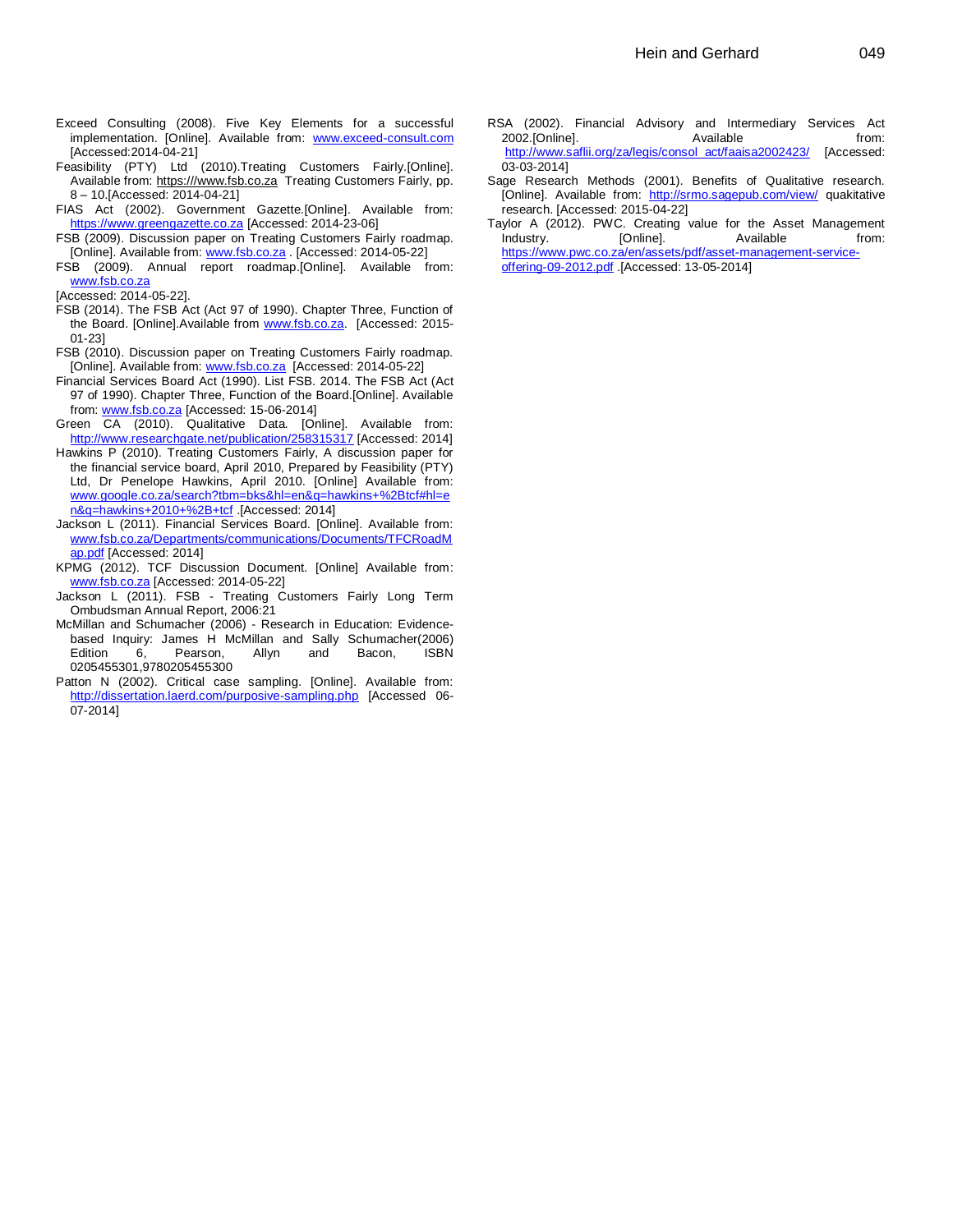Exceed Consulting (2008). Five Key Elements for a successful implementation. [Online]. Available from: www.exceed-consult.com [Accessed:2014-04-21]

Feasibility (PTY) Ltd (2010).Treating Customers Fairly.[Online]. Available from: https:///www.fsb.co.za Treating Customers Fairly, pp. 8 – 10.[Accessed: 2014-04-21]

FIAS Act (2002). Government Gazette.[Online]. Available from: https://www.greengazette.co.za [Accessed: 2014-23-06]

FSB (2009). Discussion paper on Treating Customers Fairly roadmap. [Online]. Available from: www.fsb.co.za . [Accessed: 2014-05-22]

FSB (2009). Annual report roadmap.[Online]. Available from: www.fsb.co.za
[Accessed: 2014-05-22].

FSB (2014). The FSB Act (Act 97 of 1990). Chapter Three, Function of the Board. [Online].Available from www.fsb.co.za. [Accessed: 2015-01-23]

FSB (2010). Discussion paper on Treating Customers Fairly roadmap. [Online]. Available from: www.fsb.co.za [Accessed: 2014-05-22]

Financial Services Board Act (1990). List FSB. 2014. The FSB Act (Act 97 of 1990). Chapter Three, Function of the Board.[Online]. Available from: www.fsb.co.za [Accessed: 15-06-2014]

Green CA (2010). Qualitative Data. [Online]. Available from: http://www.researchgate.net/publication/258315317 [Accessed: 2014]

Hawkins P (2010). Treating Customers Fairly, A discussion paper for the financial service board, April 2010, Prepared by Feasibility (PTY) Ltd, Dr Penelope Hawkins, April 2010. [Online] Available from: www.google.co.za/search?tbm=bks&hl=en&q=hawkins+%2Btcf#hl=en&q=hawkins+2010+%2B+tcf .[Accessed: 2014]

Jackson L (2011). Financial Services Board. [Online]. Available from: www.fsb.co.za/Departments/communications/Documents/TFCRoadMap.pdf [Accessed: 2014]

KPMG (2012). TCF Discussion Document. [Online] Available from: www.fsb.co.za [Accessed: 2014-05-22]

Jackson L (2011). FSB - Treating Customers Fairly Long Term Ombudsman Annual Report, 2006:21

McMillan and Schumacher (2006) - Research in Education: Evidence-based Inquiry: James H McMillan and Sally Schumacher(2006) Edition 6, Pearson, Allyn and Bacon, ISBN 0205455301,9780205455300

Patton N (2002). Critical case sampling. [Online]. Available from: http://dissertation.laerd.com/purposive-sampling.php [Accessed 06-07-2014]

RSA (2002). Financial Advisory and Intermediary Services Act 2002.[Online]. Available from: http://www.saflii.org/za/legis/consol_act/faaisa2002423/ [Accessed: 03-03-2014]

Sage Research Methods (2001). Benefits of Qualitative research. [Online]. Available from: http://srmo.sagepub.com/view/ quakitative research. [Accessed: 2015-04-22]

Taylor A (2012). PWC. Creating value for the Asset Management Industry. [Online]. Available from: https://www.pwc.co.za/en/assets/pdf/asset-management-service-offering-09-2012.pdf .[Accessed: 13-05-2014]